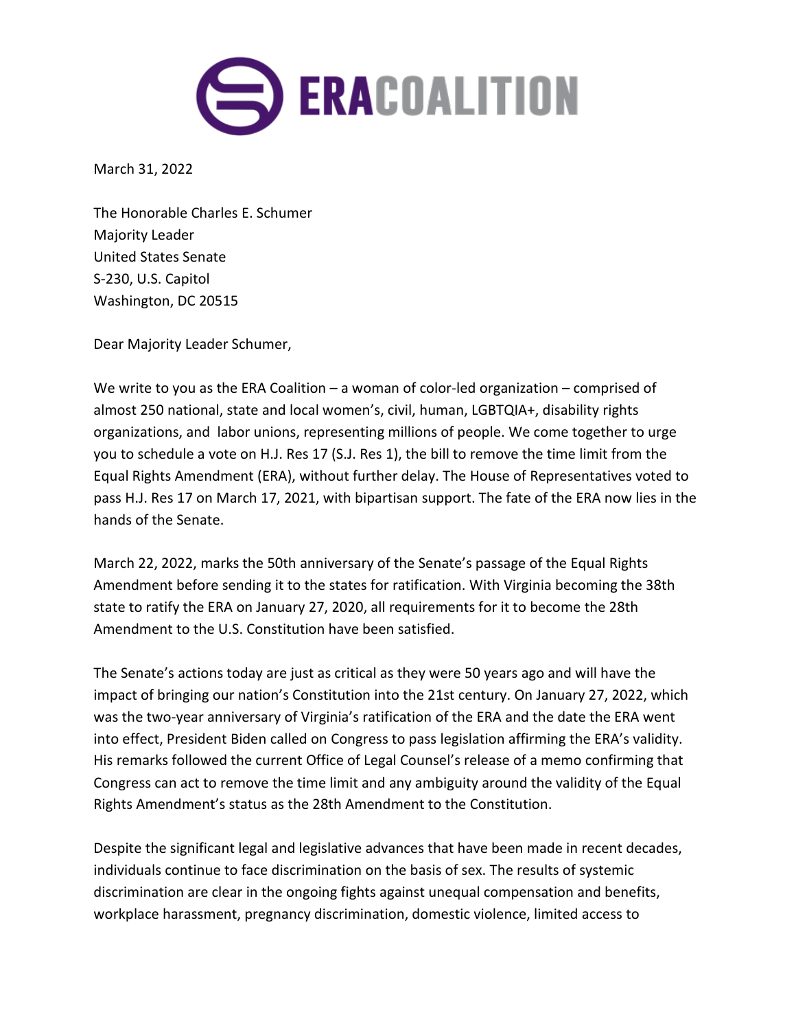**ERA COALITION**

March 31, 2022

The Honorable Charles E. Schumer
Majority Leader
United States Senate
S-230, U.S. Capitol
Washington, DC 20515

Dear Majority Leader Schumer,

We write to you as the ERA Coalition – a woman of color-led organization – comprised of almost 250 national, state and local women's, civil, human, LGBTQIA+, disability rights organizations, and labor unions, representing millions of people. We come together to urge you to schedule a vote on H.J. Res 17 (S.J. Res 1), the bill to remove the time limit from the Equal Rights Amendment (ERA), without further delay. The House of Representatives voted to pass H.J. Res 17 on March 17, 2021, with bipartisan support. The fate of the ERA now lies in the hands of the Senate.

March 22, 2022, marks the 50th anniversary of the Senate's passage of the Equal Rights Amendment before sending it to the states for ratification. With Virginia becoming the 38th state to ratify the ERA on January 27, 2020, all requirements for it to become the 28th Amendment to the U.S. Constitution have been satisfied.

The Senate's actions today are just as critical as they were 50 years ago and will have the impact of bringing our nation's Constitution into the 21st century. On January 27, 2022, which was the two-year anniversary of Virginia's ratification of the ERA and the date the ERA went into effect, President Biden called on Congress to pass legislation affirming the ERA's validity. His remarks followed the current Office of Legal Counsel's release of a memo confirming that Congress can act to remove the time limit and any ambiguity around the validity of the Equal Rights Amendment's status as the 28th Amendment to the Constitution.

Despite the significant legal and legislative advances that have been made in recent decades, individuals continue to face discrimination on the basis of sex. The results of systemic discrimination are clear in the ongoing fights against unequal compensation and benefits, workplace harassment, pregnancy discrimination, domestic violence, limited access to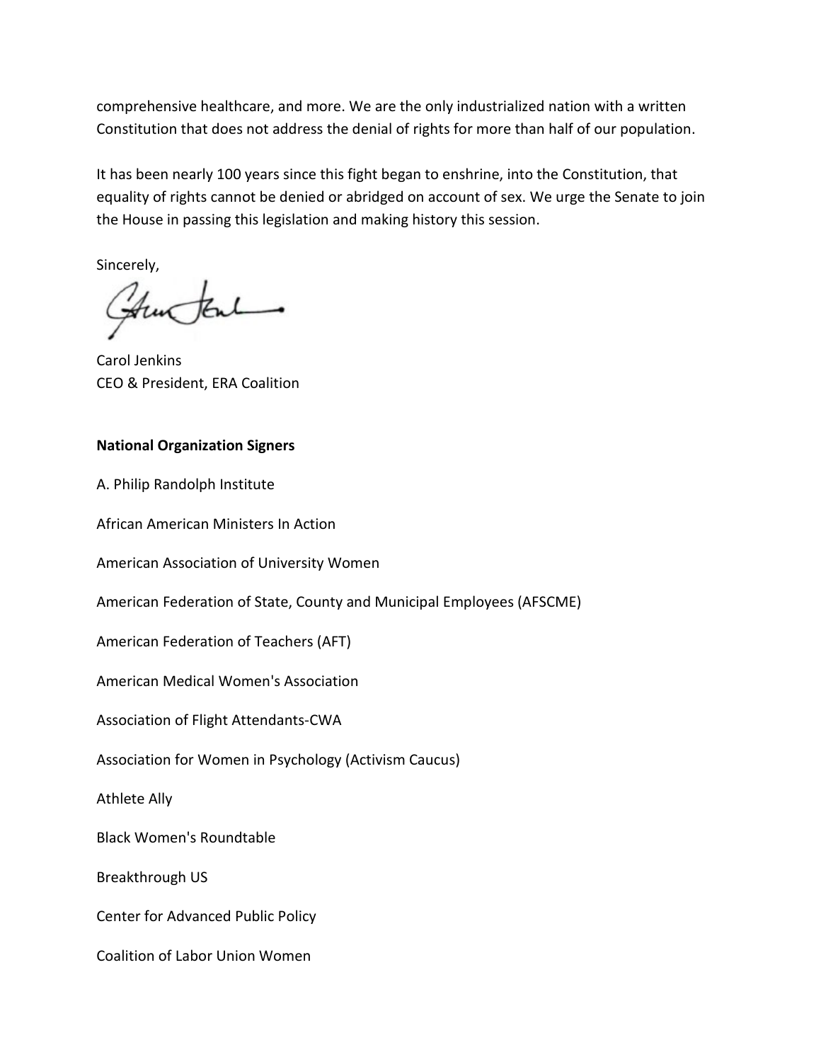comprehensive healthcare, and more. We are the only industrialized nation with a written Constitution that does not address the denial of rights for more than half of our population.

It has been nearly 100 years since this fight began to enshrine, into the Constitution, that equality of rights cannot be denied or abridged on account of sex. We urge the Senate to join the House in passing this legislation and making history this session.

Sincerely,

Carol Jenkins
CEO & President, ERA Coalition

**National Organization Signers**

A. Philip Randolph Institute

African American Ministers In Action

American Association of University Women

American Federation of State, County and Municipal Employees (AFSCME)

American Federation of Teachers (AFT)

American Medical Women's Association

Association of Flight Attendants-CWA

Association for Women in Psychology (Activism Caucus)

Athlete Ally

Black Women's Roundtable

Breakthrough US

Center for Advanced Public Policy

Coalition of Labor Union Women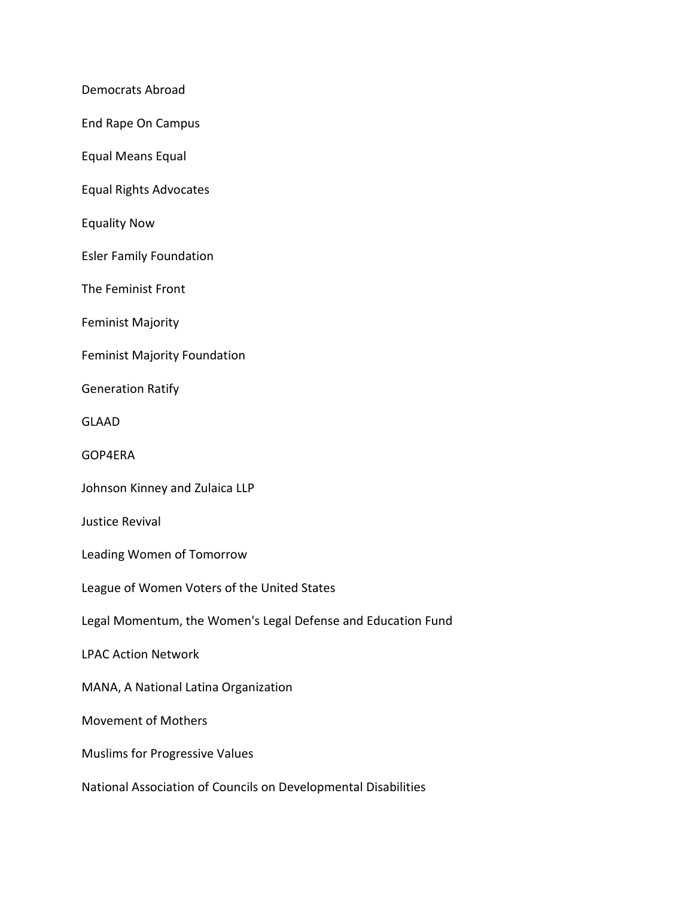Democrats Abroad

End Rape On Campus

Equal Means Equal

Equal Rights Advocates

Equality Now

Esler Family Foundation

The Feminist Front

Feminist Majority

Feminist Majority Foundation

Generation Ratify

GLAAD

GOP4ERA

Johnson Kinney and Zulaica LLP

Justice Revival

Leading Women of Tomorrow

League of Women Voters of the United States

Legal Momentum, the Women's Legal Defense and Education Fund

LPAC Action Network

MANA, A National Latina Organization

Movement of Mothers

Muslims for Progressive Values

National Association of Councils on Developmental Disabilities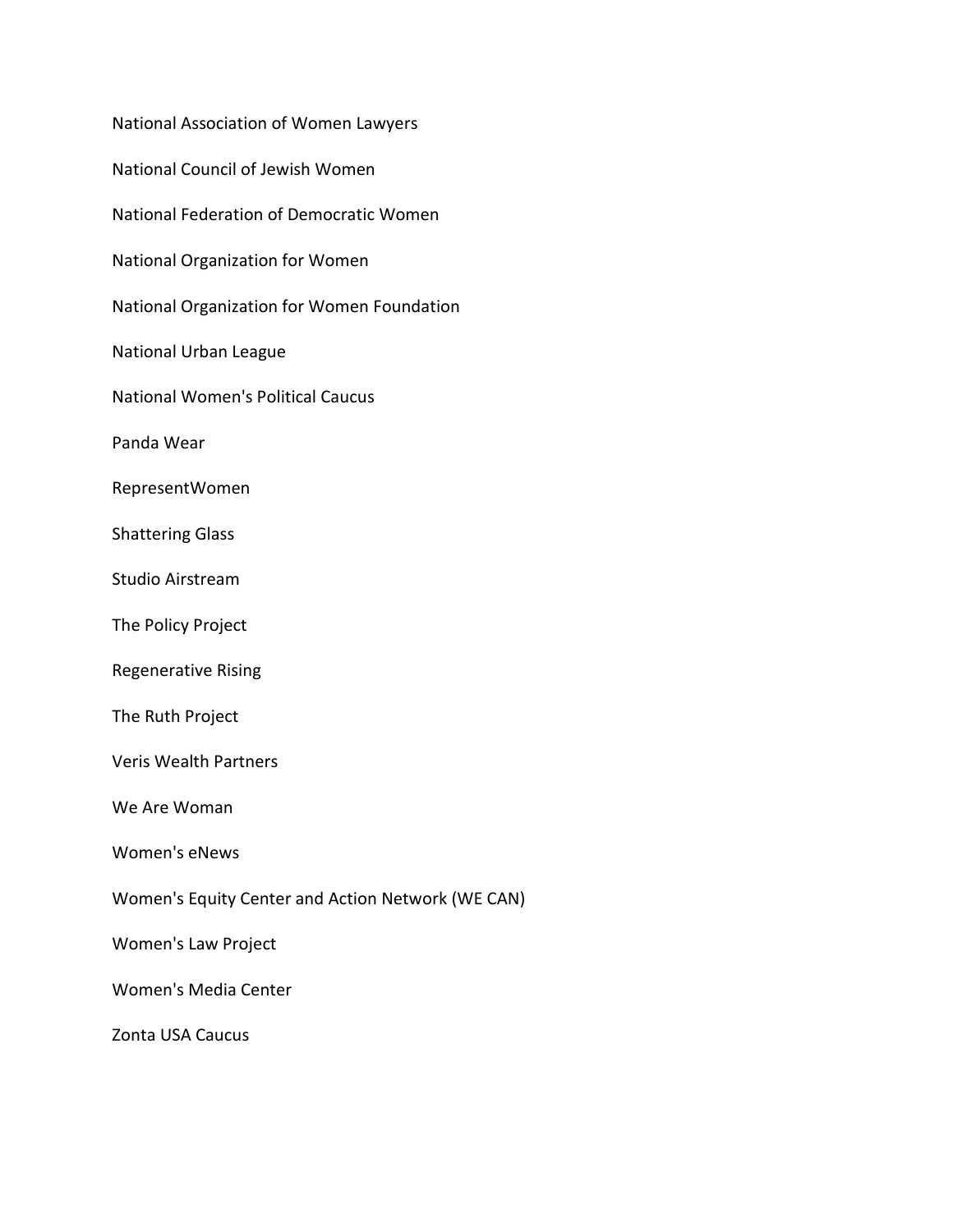National Association of Women Lawyers

National Council of Jewish Women

National Federation of Democratic Women

National Organization for Women

National Organization for Women Foundation

National Urban League

National Women's Political Caucus

Panda Wear

RepresentWomen

Shattering Glass

Studio Airstream

The Policy Project

Regenerative Rising

The Ruth Project

Veris Wealth Partners

We Are Woman

Women's eNews

Women's Equity Center and Action Network (WE CAN)

Women's Law Project

Women's Media Center

Zonta USA Caucus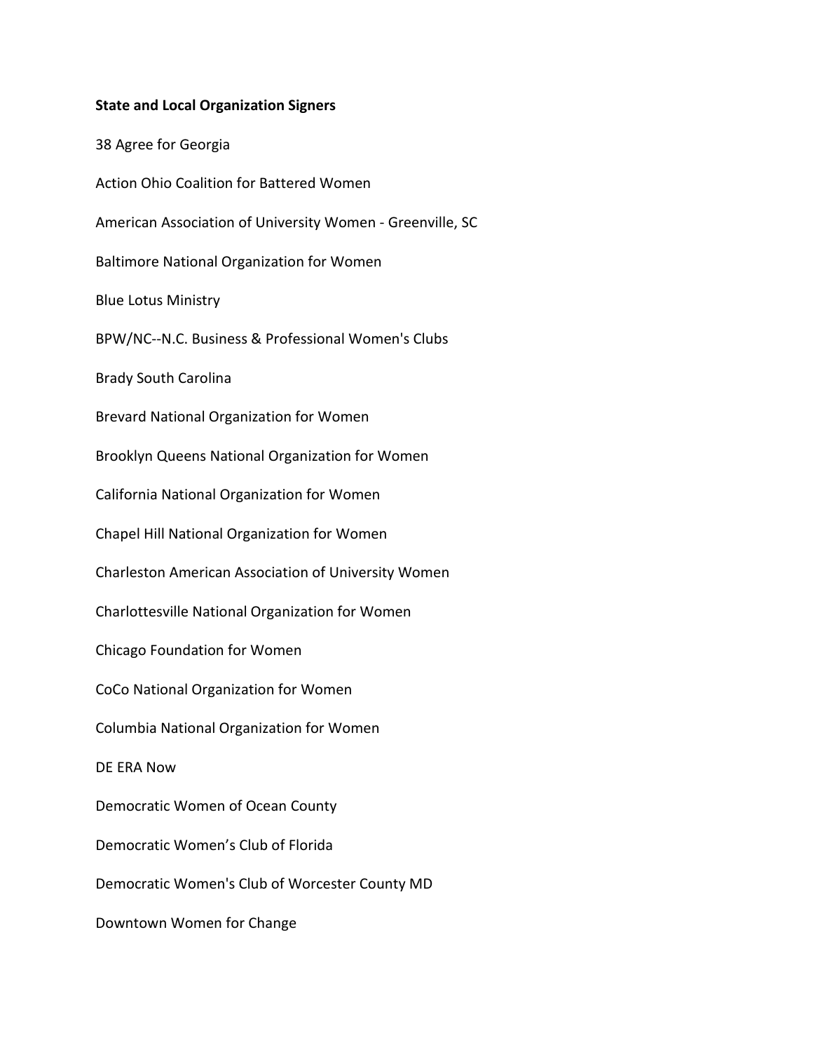**State and Local Organization Signers**

38 Agree for Georgia

Action Ohio Coalition for Battered Women

American Association of University Women - Greenville, SC

Baltimore National Organization for Women

Blue Lotus Ministry

BPW/NC--N.C. Business & Professional Women's Clubs

Brady South Carolina

Brevard National Organization for Women

Brooklyn Queens National Organization for Women

California National Organization for Women

Chapel Hill National Organization for Women

Charleston American Association of University Women

Charlottesville National Organization for Women

Chicago Foundation for Women

CoCo National Organization for Women

Columbia National Organization for Women

DE ERA Now

Democratic Women of Ocean County

Democratic Women's Club of Florida

Democratic Women's Club of Worcester County MD

Downtown Women for Change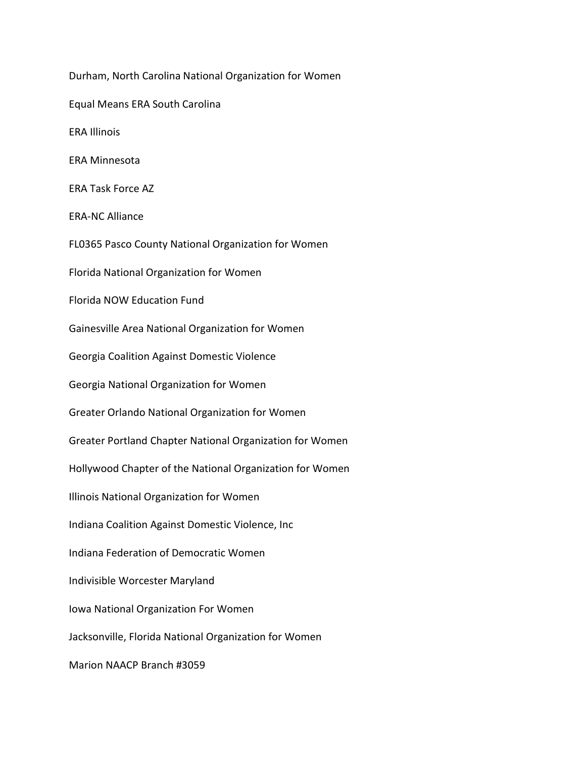Durham, North Carolina National Organization for Women

Equal Means ERA South Carolina

ERA Illinois

ERA Minnesota

ERA Task Force AZ

ERA-NC Alliance

FL0365 Pasco County National Organization for Women

Florida National Organization for Women

Florida NOW Education Fund

Gainesville Area National Organization for Women

Georgia Coalition Against Domestic Violence

Georgia National Organization for Women

Greater Orlando National Organization for Women

Greater Portland Chapter National Organization for Women

Hollywood Chapter of the National Organization for Women

Illinois National Organization for Women

Indiana Coalition Against Domestic Violence, Inc

Indiana Federation of Democratic Women

Indivisible Worcester Maryland

Iowa National Organization For Women

Jacksonville, Florida National Organization for Women

Marion NAACP Branch #3059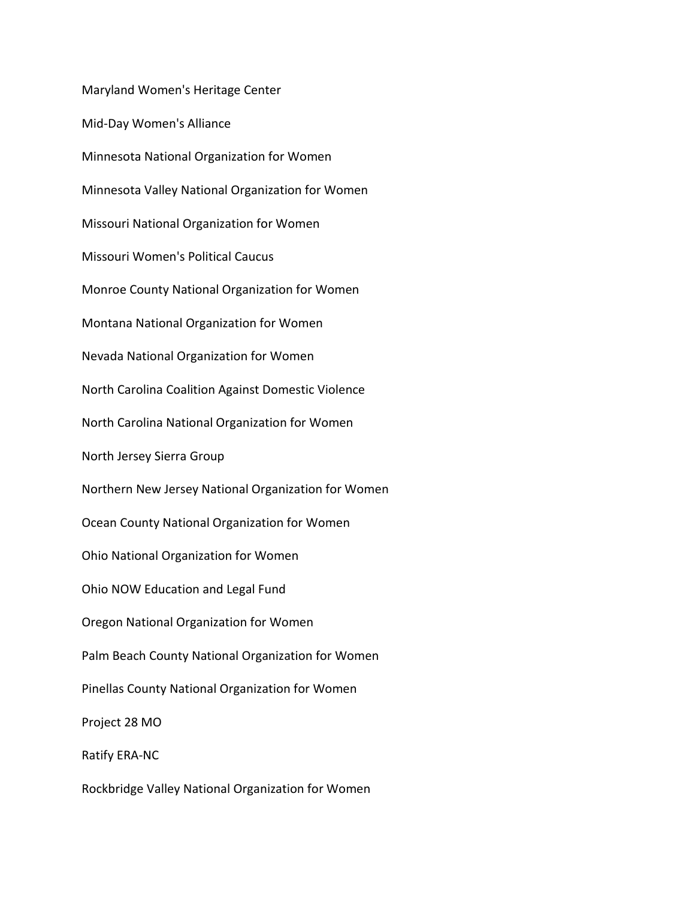Maryland Women's Heritage Center

Mid-Day Women's Alliance

Minnesota National Organization for Women

Minnesota Valley National Organization for Women

Missouri National Organization for Women

Missouri Women's Political Caucus

Monroe County National Organization for Women

Montana National Organization for Women

Nevada National Organization for Women

North Carolina Coalition Against Domestic Violence

North Carolina National Organization for Women

North Jersey Sierra Group

Northern New Jersey National Organization for Women

Ocean County National Organization for Women

Ohio National Organization for Women

Ohio NOW Education and Legal Fund

Oregon National Organization for Women

Palm Beach County National Organization for Women

Pinellas County National Organization for Women

Project 28 MO

Ratify ERA-NC

Rockbridge Valley National Organization for Women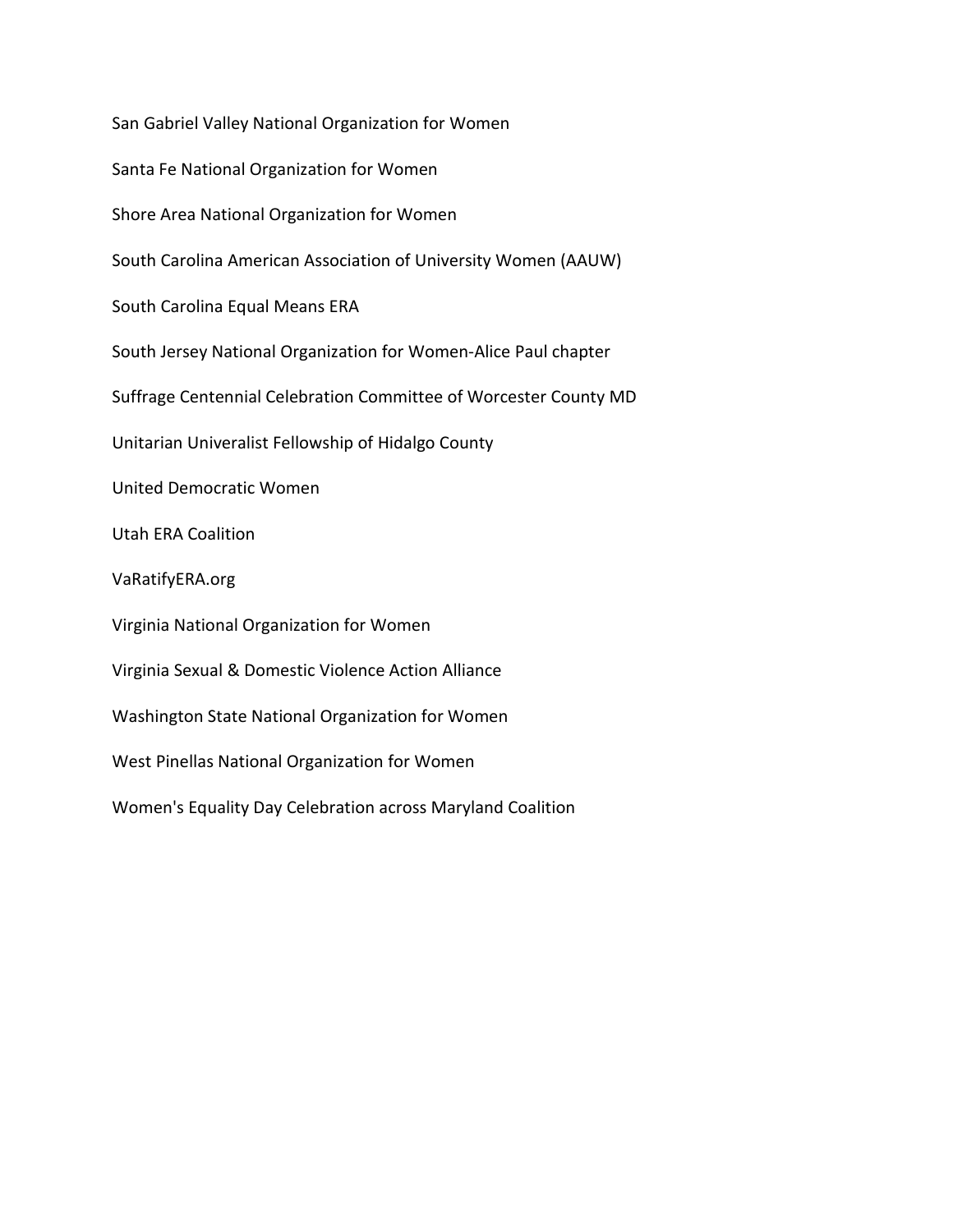San Gabriel Valley National Organization for Women

Santa Fe National Organization for Women

Shore Area National Organization for Women

South Carolina American Association of University Women (AAUW)

South Carolina Equal Means ERA

South Jersey National Organization for Women-Alice Paul chapter

Suffrage Centennial Celebration Committee of Worcester County MD

Unitarian Univeralist Fellowship of Hidalgo County

United Democratic Women

Utah ERA Coalition

VaRatifyERA.org

Virginia National Organization for Women

Virginia Sexual & Domestic Violence Action Alliance

Washington State National Organization for Women

West Pinellas National Organization for Women

Women's Equality Day Celebration across Maryland Coalition